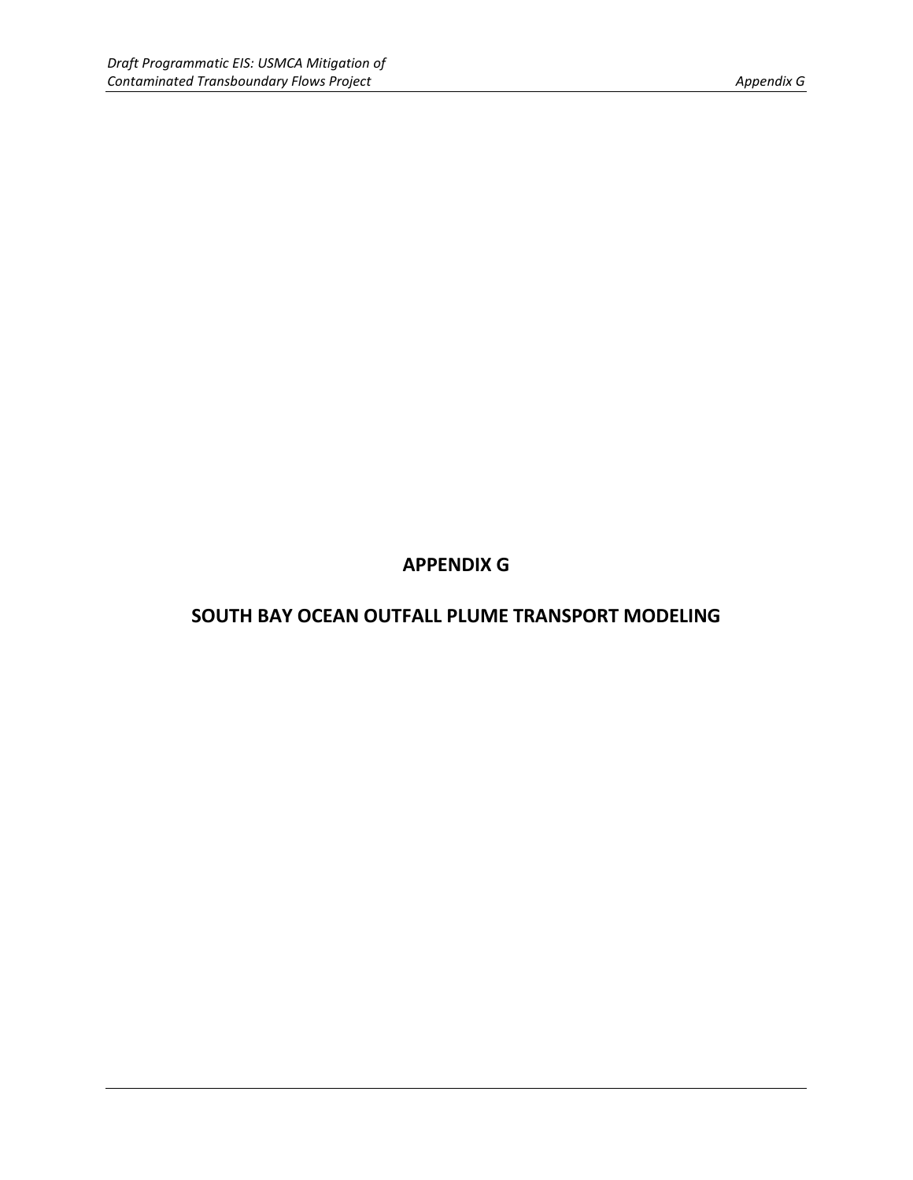# APPENDIX G

# SOUTH BAY OCEAN OUTFALL PLUME TRANSPORT MODELING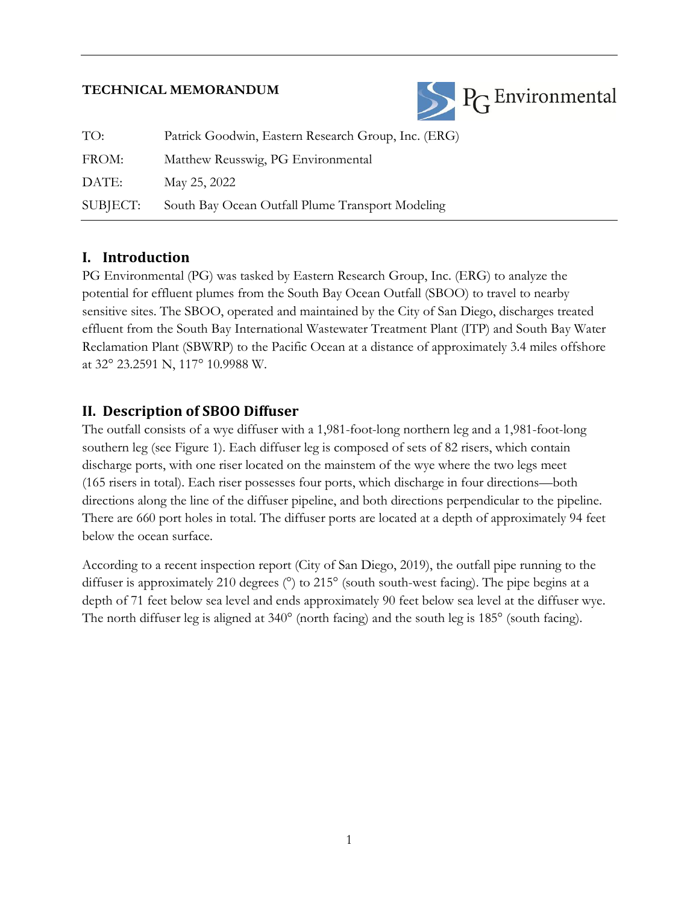**TECHNICAL MEMORANDUM**

PG Environmental

| | |
|---|---|
| TO: | Patrick Goodwin, Eastern Research Group, Inc. (ERG) |
| FROM: | Matthew Reusswig, PG Environmental |
| DATE: | May 25, 2022 |
| SUBJECT: | South Bay Ocean Outfall Plume Transport Modeling |

## I. Introduction

PG Environmental (PG) was tasked by Eastern Research Group, Inc. (ERG) to analyze the potential for effluent plumes from the South Bay Ocean Outfall (SBOO) to travel to nearby sensitive sites. The SBOO, operated and maintained by the City of San Diego, discharges treated effluent from the South Bay International Wastewater Treatment Plant (ITP) and South Bay Water Reclamation Plant (SBWRP) to the Pacific Ocean at a distance of approximately 3.4 miles offshore at 32° 23.2591 N, 117° 10.9988 W.

## II. Description of SBOO Diffuser

The outfall consists of a wye diffuser with a 1,981-foot-long northern leg and a 1,981-foot-long southern leg (see Figure 1). Each diffuser leg is composed of sets of 82 risers, which contain discharge ports, with one riser located on the mainstem of the wye where the two legs meet (165 risers in total). Each riser possesses four ports, which discharge in four directions—both directions along the line of the diffuser pipeline, and both directions perpendicular to the pipeline. There are 660 port holes in total. The diffuser ports are located at a depth of approximately 94 feet below the ocean surface.

According to a recent inspection report (City of San Diego, 2019), the outfall pipe running to the diffuser is approximately 210 degrees (°) to 215° (south south-west facing). The pipe begins at a depth of 71 feet below sea level and ends approximately 90 feet below sea level at the diffuser wye. The north diffuser leg is aligned at 340° (north facing) and the south leg is 185° (south facing).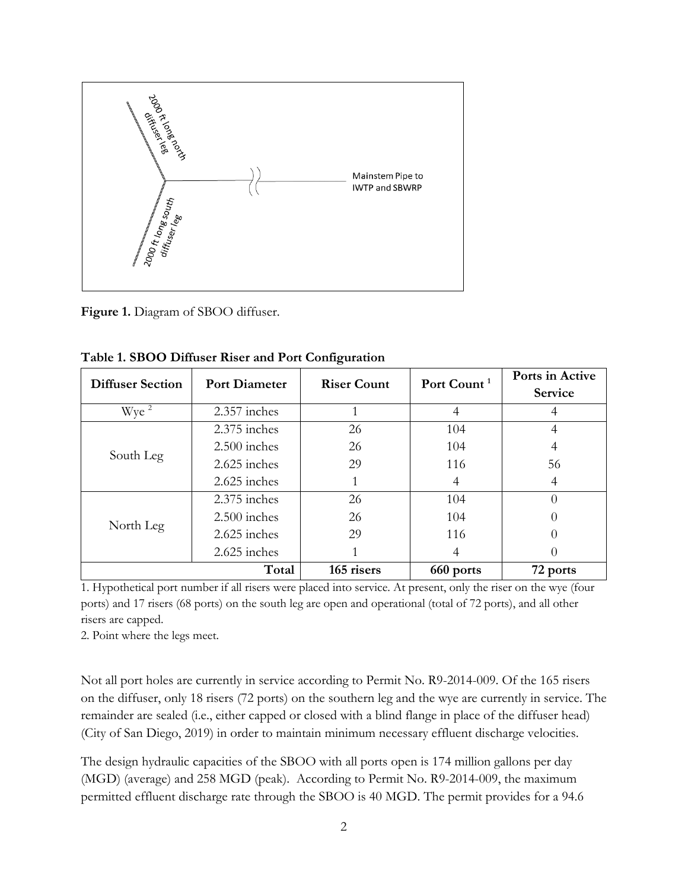**Figure 1.** Diagram of SBOO diffuser.

**Table 1. SBOO Diffuser Riser and Port Configuration**

| Diffuser Section | Port Diameter | Riser Count | Port Count [1] | Ports in Active Service |
|---|---|---|---|---|
| Wye [2] | 2.357 inches | 1 | 4 | 4 |
| South Leg | 2.375 inches | 26 | 104 | 4 |
| | 2.500 inches | 26 | 104 | 4 |
| | 2.625 inches | 29 | 116 | 56 |
| | 2.625 inches | 1 | 4 | 4 |
| North Leg | 2.375 inches | 26 | 104 | 0 |
| | 2.500 inches | 26 | 104 | 0 |
| | 2.625 inches | 29 | 116 | 0 |
| | 2.625 inches | 1 | 4 | 0 |
| | **Total** | **165 risers** | **660 ports** | **72 ports** |

1. Hypothetical port number if all risers were placed into service. At present, only the riser on the wye (four ports) and 17 risers (68 ports) on the south leg are open and operational (total of 72 ports), and all other risers are capped.
2. Point where the legs meet.

Not all port holes are currently in service according to Permit No. R9-2014-009. Of the 165 risers on the diffuser, only 18 risers (72 ports) on the southern leg and the wye are currently in service. The remainder are sealed (i.e., either capped or closed with a blind flange in place of the diffuser head) (City of San Diego, 2019) in order to maintain minimum necessary effluent discharge velocities.

The design hydraulic capacities of the SBOO with all ports open is 174 million gallons per day (MGD) (average) and 258 MGD (peak). According to Permit No. R9-2014-009, the maximum permitted effluent discharge rate through the SBOO is 40 MGD. The permit provides for a 94.6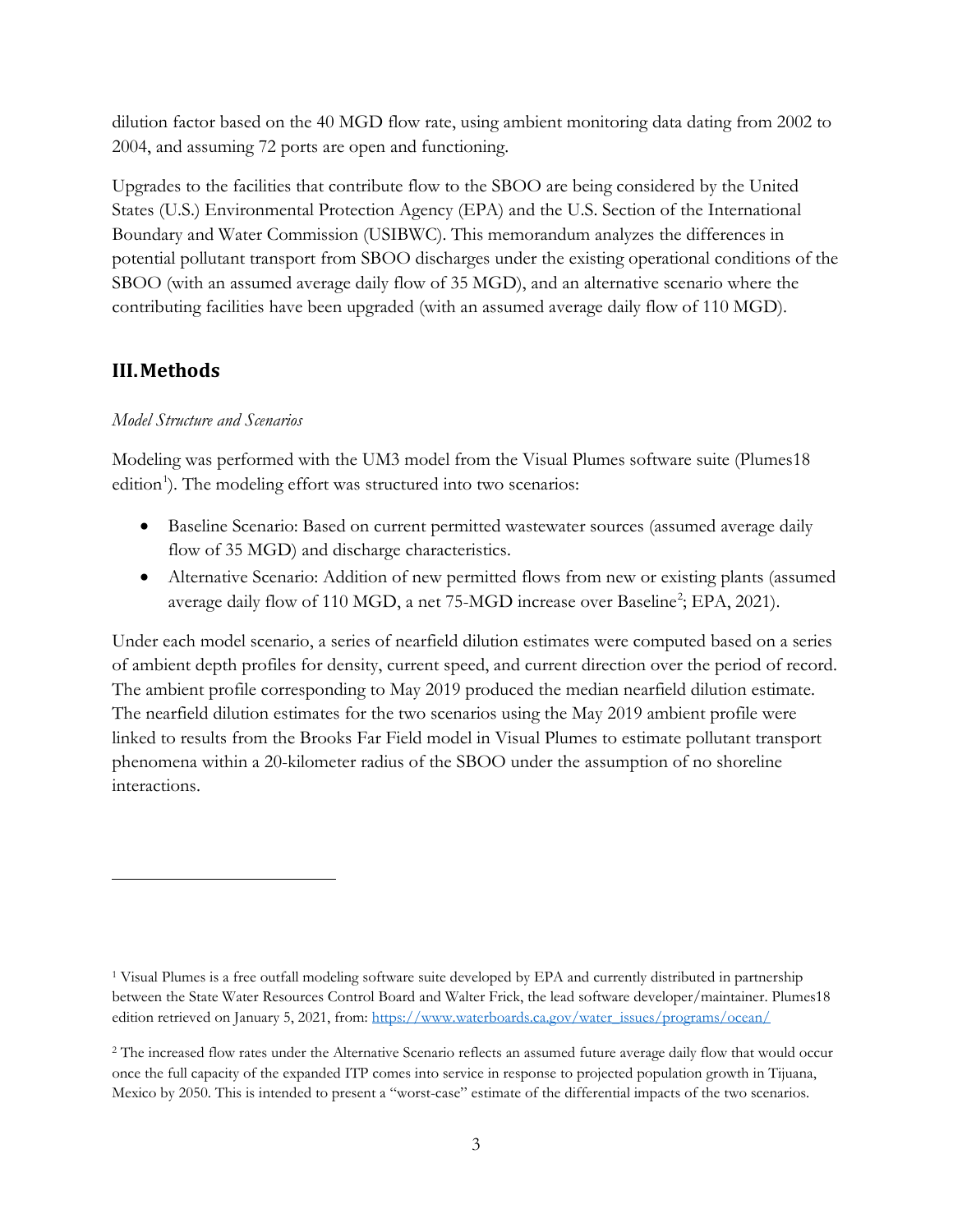dilution factor based on the 40 MGD flow rate, using ambient monitoring data dating from 2002 to 2004, and assuming 72 ports are open and functioning.

Upgrades to the facilities that contribute flow to the SBOO are being considered by the United States (U.S.) Environmental Protection Agency (EPA) and the U.S. Section of the International Boundary and Water Commission (USIBWC). This memorandum analyzes the differences in potential pollutant transport from SBOO discharges under the existing operational conditions of the SBOO (with an assumed average daily flow of 35 MGD), and an alternative scenario where the contributing facilities have been upgraded (with an assumed average daily flow of 110 MGD).

## III. Methods

*Model Structure and Scenarios*

Modeling was performed with the UM3 model from the Visual Plumes software suite (Plumes18 edition[1]). The modeling effort was structured into two scenarios:

- Baseline Scenario: Based on current permitted wastewater sources (assumed average daily flow of 35 MGD) and discharge characteristics.
- Alternative Scenario: Addition of new permitted flows from new or existing plants (assumed average daily flow of 110 MGD, a net 75-MGD increase over Baseline[2]; EPA, 2021).

Under each model scenario, a series of nearfield dilution estimates were computed based on a series of ambient depth profiles for density, current speed, and current direction over the period of record. The ambient profile corresponding to May 2019 produced the median nearfield dilution estimate. The nearfield dilution estimates for the two scenarios using the May 2019 ambient profile were linked to results from the Brooks Far Field model in Visual Plumes to estimate pollutant transport phenomena within a 20-kilometer radius of the SBOO under the assumption of no shoreline interactions.

---

[1] Visual Plumes is a free outfall modeling software suite developed by EPA and currently distributed in partnership between the State Water Resources Control Board and Walter Frick, the lead software developer/maintainer. Plumes18 edition retrieved on January 5, 2021, from: [https://www.waterboards.ca.gov/water_issues/programs/ocean/](https://www.waterboards.ca.gov/water_issues/programs/ocean/)

[2] The increased flow rates under the Alternative Scenario reflects an assumed future average daily flow that would occur once the full capacity of the expanded ITP comes into service in response to projected population growth in Tijuana, Mexico by 2050. This is intended to present a "worst-case" estimate of the differential impacts of the two scenarios.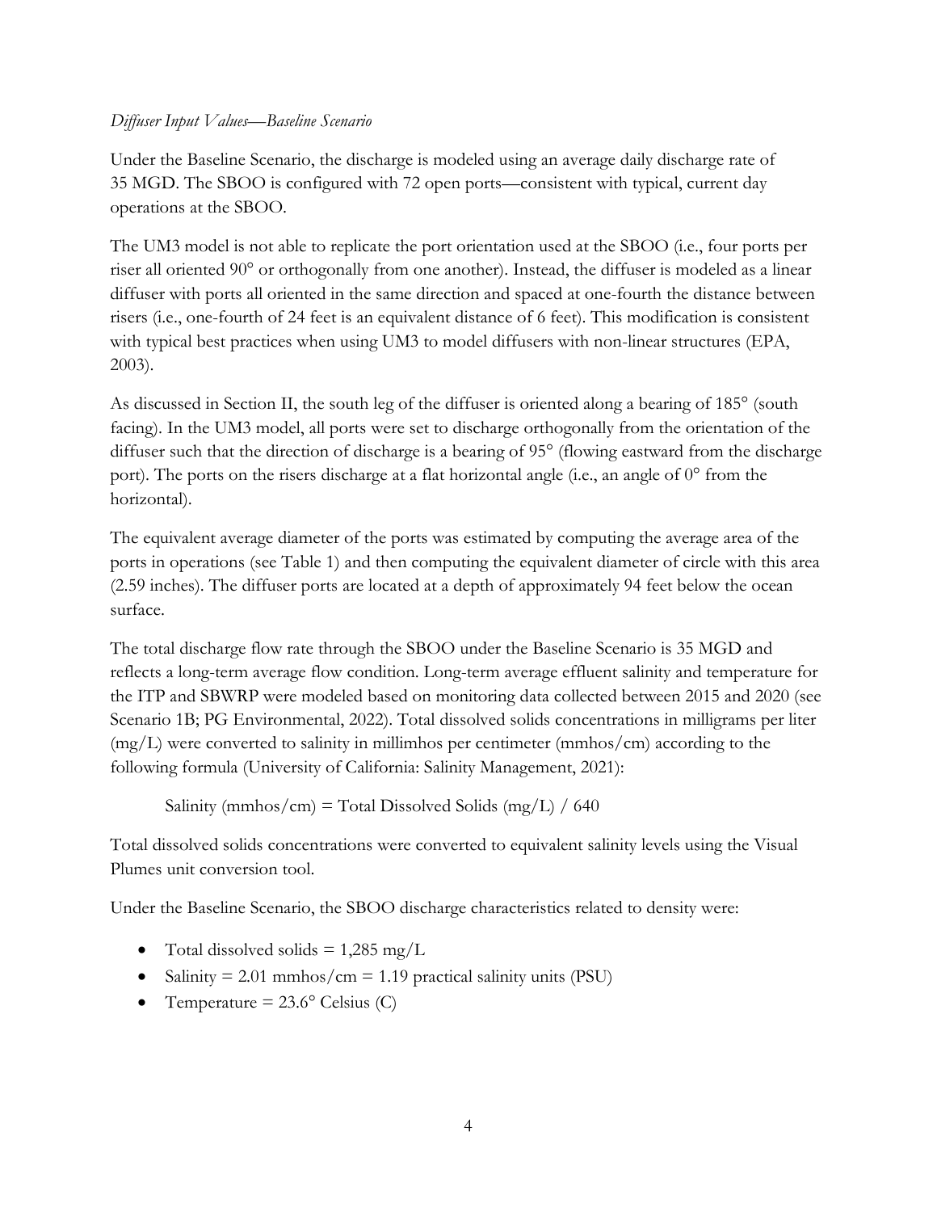*Diffuser Input Values—Baseline Scenario*

Under the Baseline Scenario, the discharge is modeled using an average daily discharge rate of 35 MGD. The SBOO is configured with 72 open ports—consistent with typical, current day operations at the SBOO.

The UM3 model is not able to replicate the port orientation used at the SBOO (i.e., four ports per riser all oriented 90° or orthogonally from one another). Instead, the diffuser is modeled as a linear diffuser with ports all oriented in the same direction and spaced at one-fourth the distance between risers (i.e., one-fourth of 24 feet is an equivalent distance of 6 feet). This modification is consistent with typical best practices when using UM3 to model diffusers with non-linear structures (EPA, 2003).

As discussed in Section II, the south leg of the diffuser is oriented along a bearing of 185° (south facing). In the UM3 model, all ports were set to discharge orthogonally from the orientation of the diffuser such that the direction of discharge is a bearing of 95° (flowing eastward from the discharge port). The ports on the risers discharge at a flat horizontal angle (i.e., an angle of 0° from the horizontal).

The equivalent average diameter of the ports was estimated by computing the average area of the ports in operations (see Table 1) and then computing the equivalent diameter of circle with this area (2.59 inches). The diffuser ports are located at a depth of approximately 94 feet below the ocean surface.

The total discharge flow rate through the SBOO under the Baseline Scenario is 35 MGD and reflects a long-term average flow condition. Long-term average effluent salinity and temperature for the ITP and SBWRP were modeled based on monitoring data collected between 2015 and 2020 (see Scenario 1B; PG Environmental, 2022). Total dissolved solids concentrations in milligrams per liter (mg/L) were converted to salinity in millimhos per centimeter (mmhos/cm) according to the following formula (University of California: Salinity Management, 2021):

Salinity (mmhos/cm) = Total Dissolved Solids (mg/L) / 640

Total dissolved solids concentrations were converted to equivalent salinity levels using the Visual Plumes unit conversion tool.

Under the Baseline Scenario, the SBOO discharge characteristics related to density were:

- Total dissolved solids = 1,285 mg/L
- Salinity = 2.01 mmhos/cm = 1.19 practical salinity units (PSU)
- Temperature = 23.6° Celsius (C)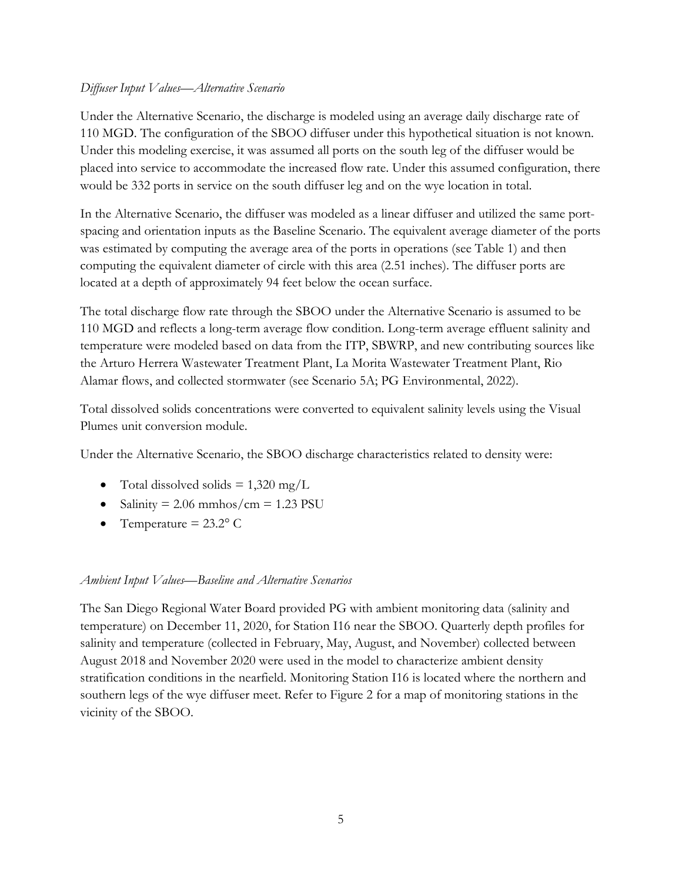*Diffuser Input Values—Alternative Scenario*

Under the Alternative Scenario, the discharge is modeled using an average daily discharge rate of 110 MGD. The configuration of the SBOO diffuser under this hypothetical situation is not known. Under this modeling exercise, it was assumed all ports on the south leg of the diffuser would be placed into service to accommodate the increased flow rate. Under this assumed configuration, there would be 332 ports in service on the south diffuser leg and on the wye location in total.

In the Alternative Scenario, the diffuser was modeled as a linear diffuser and utilized the same port-spacing and orientation inputs as the Baseline Scenario. The equivalent average diameter of the ports was estimated by computing the average area of the ports in operations (see Table 1) and then computing the equivalent diameter of circle with this area (2.51 inches). The diffuser ports are located at a depth of approximately 94 feet below the ocean surface.

The total discharge flow rate through the SBOO under the Alternative Scenario is assumed to be 110 MGD and reflects a long-term average flow condition. Long-term average effluent salinity and temperature were modeled based on data from the ITP, SBWRP, and new contributing sources like the Arturo Herrera Wastewater Treatment Plant, La Morita Wastewater Treatment Plant, Rio Alamar flows, and collected stormwater (see Scenario 5A; PG Environmental, 2022).

Total dissolved solids concentrations were converted to equivalent salinity levels using the Visual Plumes unit conversion module.

Under the Alternative Scenario, the SBOO discharge characteristics related to density were:

- Total dissolved solids = 1,320 mg/L
- Salinity = 2.06 mmhos/cm = 1.23 PSU
- Temperature = 23.2° C

*Ambient Input Values—Baseline and Alternative Scenarios*

The San Diego Regional Water Board provided PG with ambient monitoring data (salinity and temperature) on December 11, 2020, for Station I16 near the SBOO. Quarterly depth profiles for salinity and temperature (collected in February, May, August, and November) collected between August 2018 and November 2020 were used in the model to characterize ambient density stratification conditions in the nearfield. Monitoring Station I16 is located where the northern and southern legs of the wye diffuser meet. Refer to Figure 2 for a map of monitoring stations in the vicinity of the SBOO.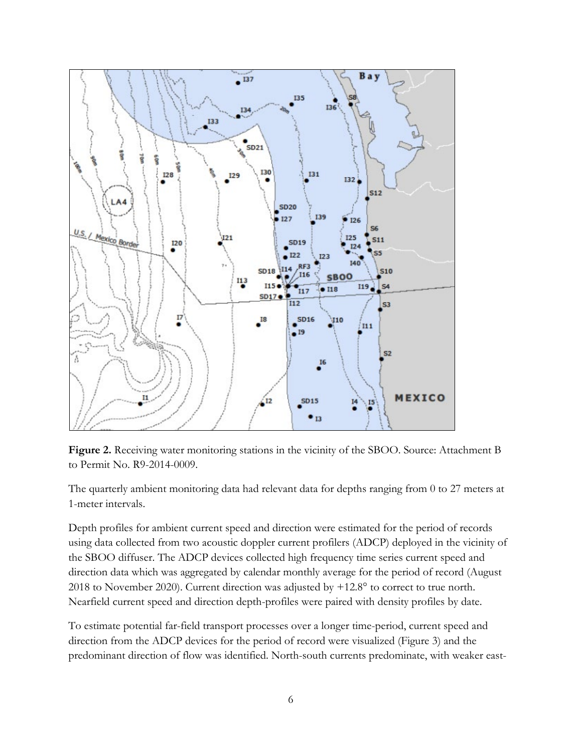**Figure 2.** Receiving water monitoring stations in the vicinity of the SBOO. Source: Attachment B to Permit No. R9-2014-0009.

The quarterly ambient monitoring data had relevant data for depths ranging from 0 to 27 meters at 1-meter intervals.

Depth profiles for ambient current speed and direction were estimated for the period of records using data collected from two acoustic doppler current profilers (ADCP) deployed in the vicinity of the SBOO diffuser. The ADCP devices collected high frequency time series current speed and direction data which was aggregated by calendar monthly average for the period of record (August 2018 to November 2020). Current direction was adjusted by +12.8° to correct to true north. Nearfield current speed and direction depth-profiles were paired with density profiles by date.

To estimate potential far-field transport processes over a longer time-period, current speed and direction from the ADCP devices for the period of record were visualized (Figure 3) and the predominant direction of flow was identified. North-south currents predominate, with weaker east-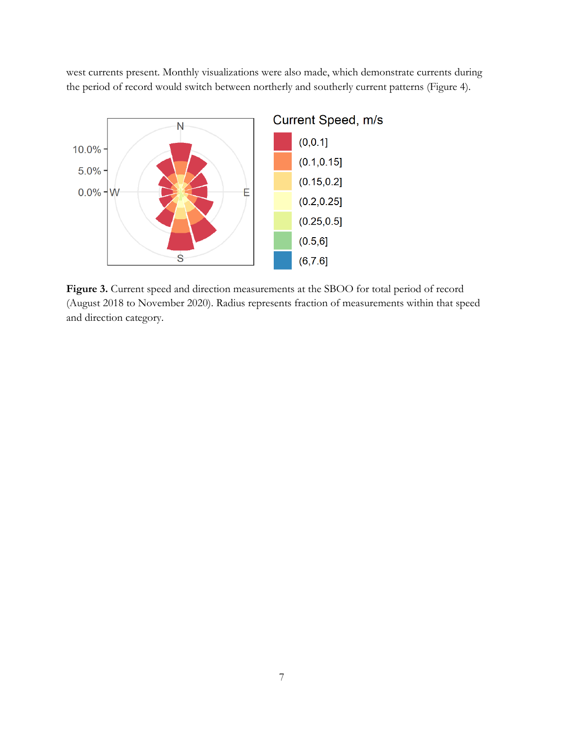west currents present. Monthly visualizations were also made, which demonstrate currents during the period of record would switch between northerly and southerly current patterns (Figure 4).

**Figure 3.** Current speed and direction measurements at the SBOO for total period of record (August 2018 to November 2020). Radius represents fraction of measurements within that speed and direction category.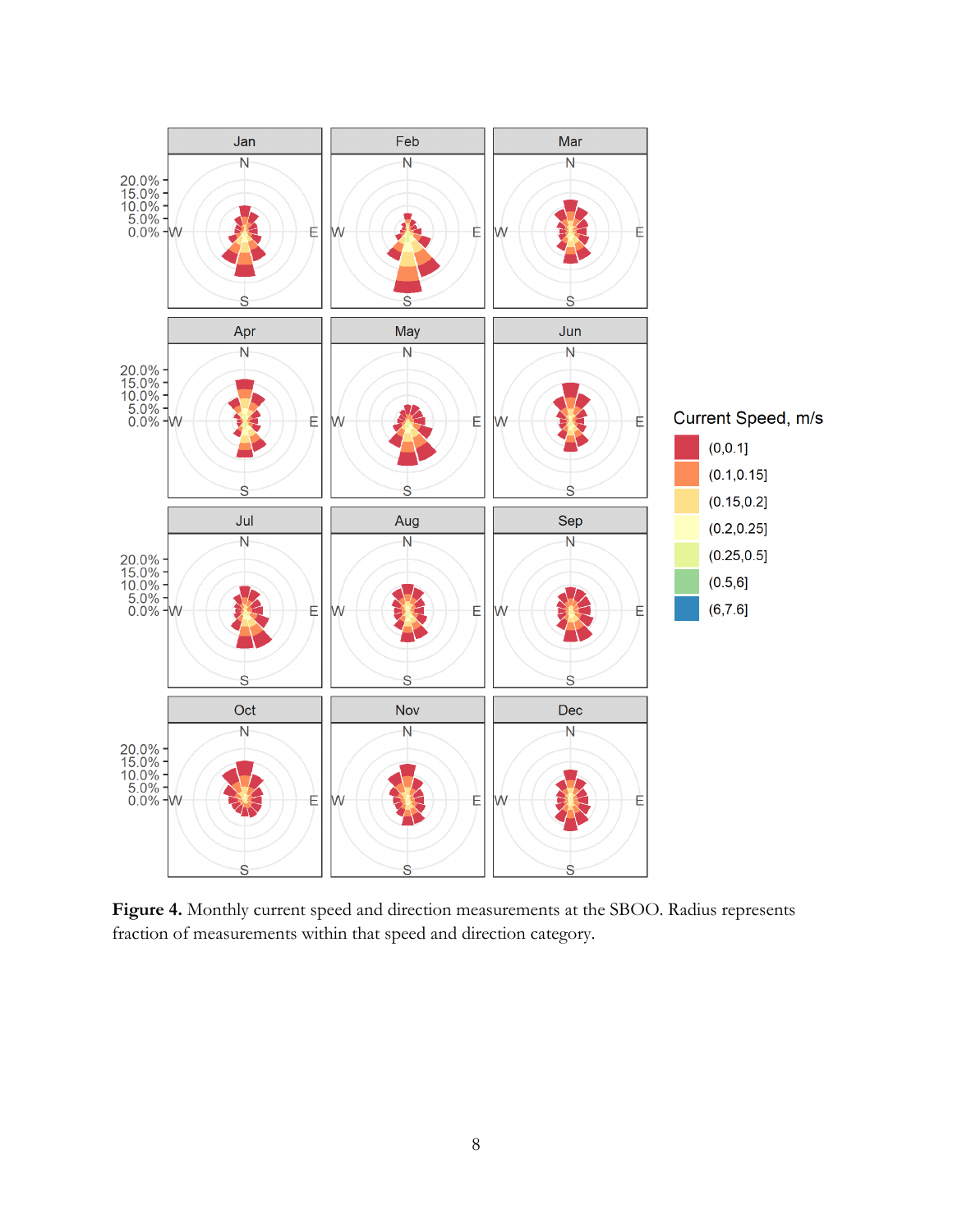**Figure 4.** Monthly current speed and direction measurements at the SBOO. Radius represents fraction of measurements within that speed and direction category.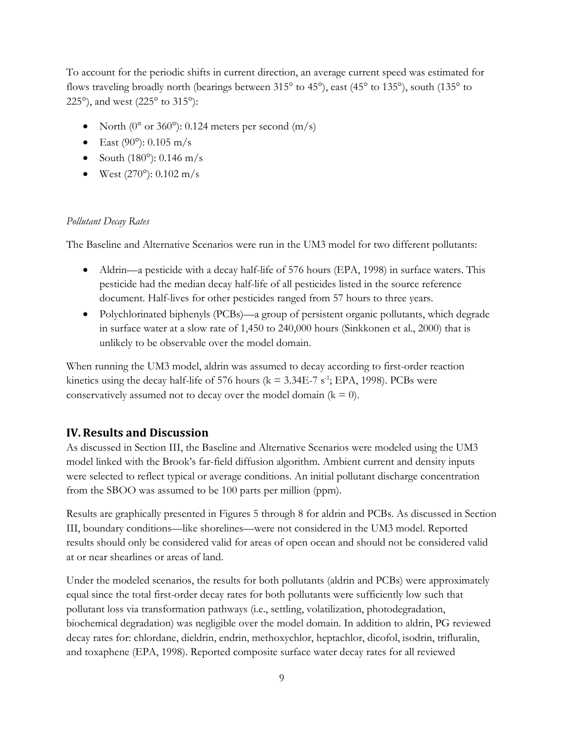To account for the periodic shifts in current direction, an average current speed was estimated for flows traveling broadly north (bearings between 315° to 45°), east (45° to 135°), south (135° to 225°), and west (225° to 315°):

- North (0° or 360°): 0.124 meters per second (m/s)
- East (90°): 0.105 m/s
- South (180°): 0.146 m/s
- West (270°): 0.102 m/s

*Pollutant Decay Rates*

The Baseline and Alternative Scenarios were run in the UM3 model for two different pollutants:

- Aldrin—a pesticide with a decay half-life of 576 hours (EPA, 1998) in surface waters. This pesticide had the median decay half-life of all pesticides listed in the source reference document. Half-lives for other pesticides ranged from 57 hours to three years.
- Polychlorinated biphenyls (PCBs)—a group of persistent organic pollutants, which degrade in surface water at a slow rate of 1,450 to 240,000 hours (Sinkkonen et al., 2000) that is unlikely to be observable over the model domain.

When running the UM3 model, aldrin was assumed to decay according to first-order reaction kinetics using the decay half-life of 576 hours ($k = 3.34E\text{-}7\ s^{-1}$; EPA, 1998). PCBs were conservatively assumed not to decay over the model domain ($k = 0$).

## IV. Results and Discussion

As discussed in Section III, the Baseline and Alternative Scenarios were modeled using the UM3 model linked with the Brook's far-field diffusion algorithm. Ambient current and density inputs were selected to reflect typical or average conditions. An initial pollutant discharge concentration from the SBOO was assumed to be 100 parts per million (ppm).

Results are graphically presented in Figures 5 through 8 for aldrin and PCBs. As discussed in Section III, boundary conditions—like shorelines—were not considered in the UM3 model. Reported results should only be considered valid for areas of open ocean and should not be considered valid at or near shearlines or areas of land.

Under the modeled scenarios, the results for both pollutants (aldrin and PCBs) were approximately equal since the total first-order decay rates for both pollutants were sufficiently low such that pollutant loss via transformation pathways (i.e., settling, volatilization, photodegradation, biochemical degradation) was negligible over the model domain. In addition to aldrin, PG reviewed decay rates for: chlordane, dieldrin, endrin, methoxychlor, heptachlor, dicofol, isodrin, trifluralin, and toxaphene (EPA, 1998). Reported composite surface water decay rates for all reviewed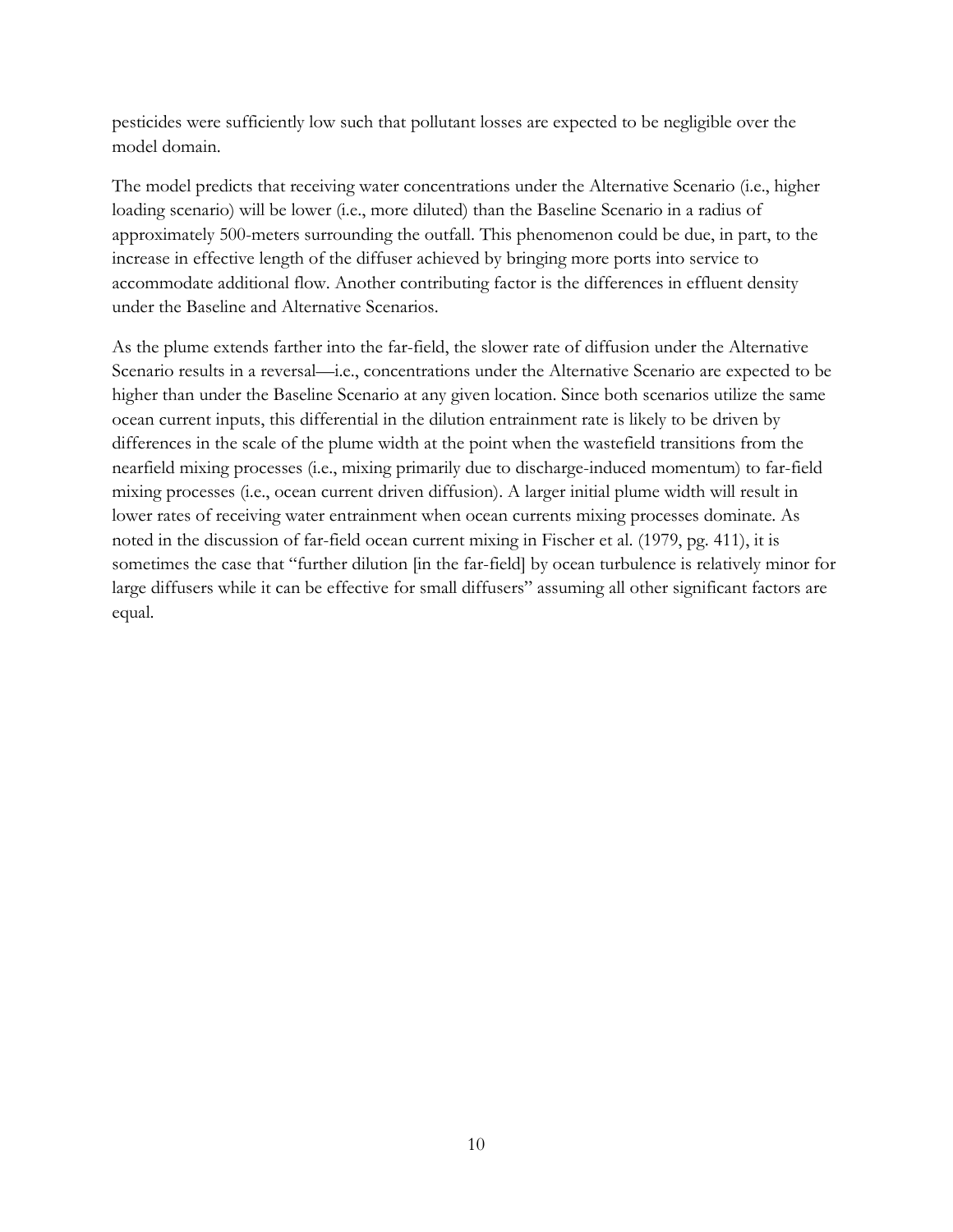pesticides were sufficiently low such that pollutant losses are expected to be negligible over the model domain.

The model predicts that receiving water concentrations under the Alternative Scenario (i.e., higher loading scenario) will be lower (i.e., more diluted) than the Baseline Scenario in a radius of approximately 500-meters surrounding the outfall. This phenomenon could be due, in part, to the increase in effective length of the diffuser achieved by bringing more ports into service to accommodate additional flow. Another contributing factor is the differences in effluent density under the Baseline and Alternative Scenarios.

As the plume extends farther into the far-field, the slower rate of diffusion under the Alternative Scenario results in a reversal—i.e., concentrations under the Alternative Scenario are expected to be higher than under the Baseline Scenario at any given location. Since both scenarios utilize the same ocean current inputs, this differential in the dilution entrainment rate is likely to be driven by differences in the scale of the plume width at the point when the wastefield transitions from the nearfield mixing processes (i.e., mixing primarily due to discharge-induced momentum) to far-field mixing processes (i.e., ocean current driven diffusion). A larger initial plume width will result in lower rates of receiving water entrainment when ocean currents mixing processes dominate. As noted in the discussion of far-field ocean current mixing in Fischer et al. (1979, pg. 411), it is sometimes the case that "further dilution [in the far-field] by ocean turbulence is relatively minor for large diffusers while it can be effective for small diffusers" assuming all other significant factors are equal.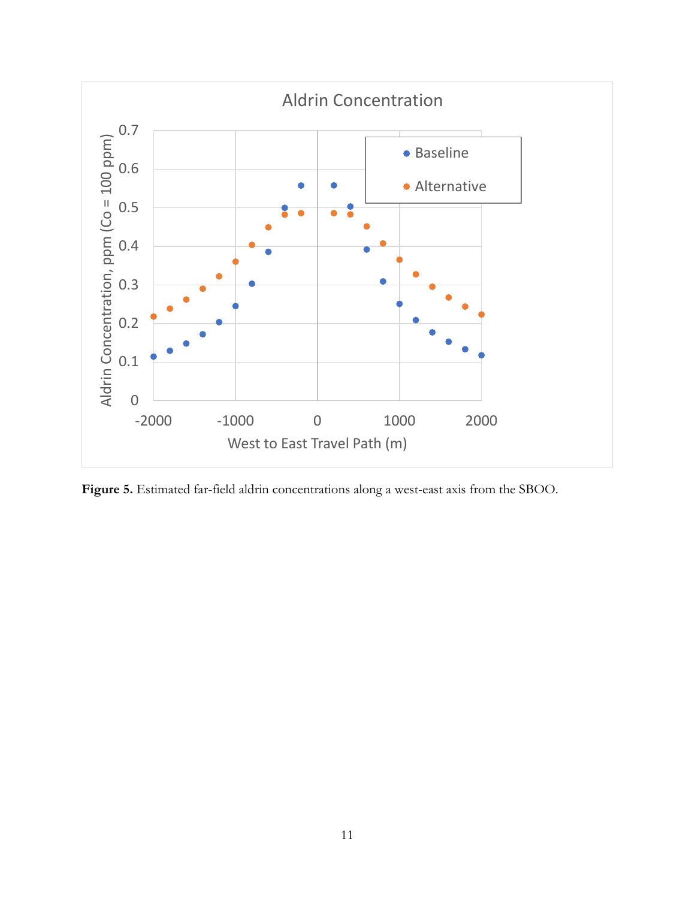Figure 5. Estimated far-field aldrin concentrations along a west-east axis from the SBOO.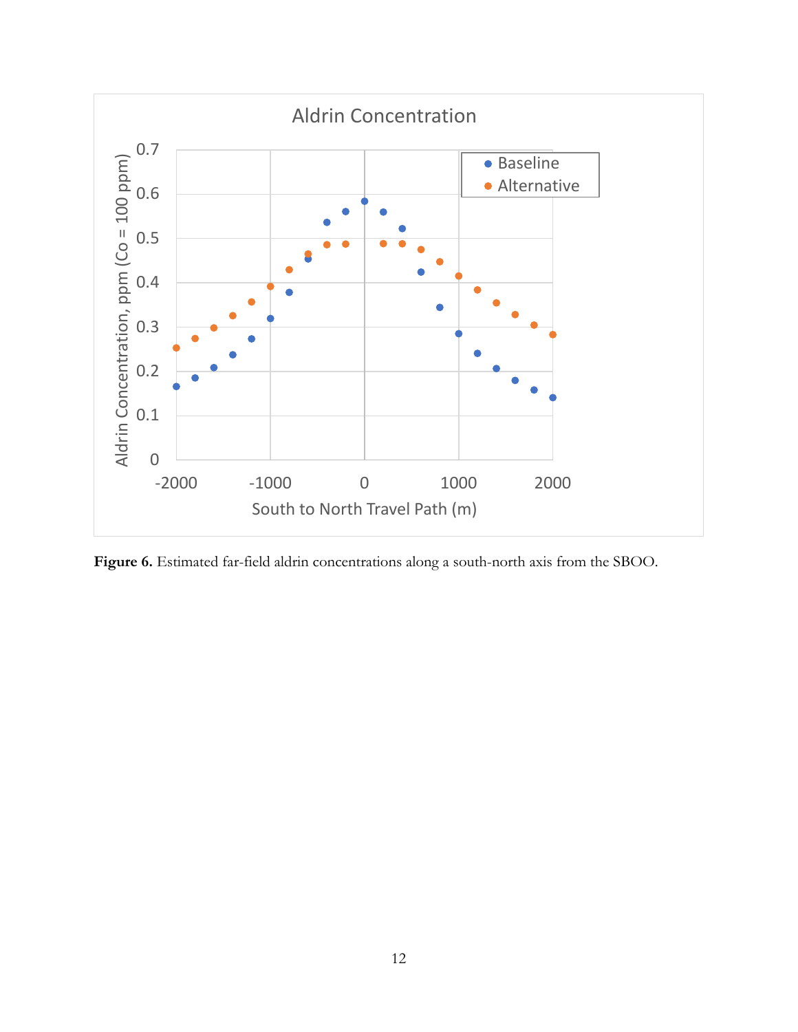Figure 6. Estimated far-field aldrin concentrations along a south-north axis from the SBOO.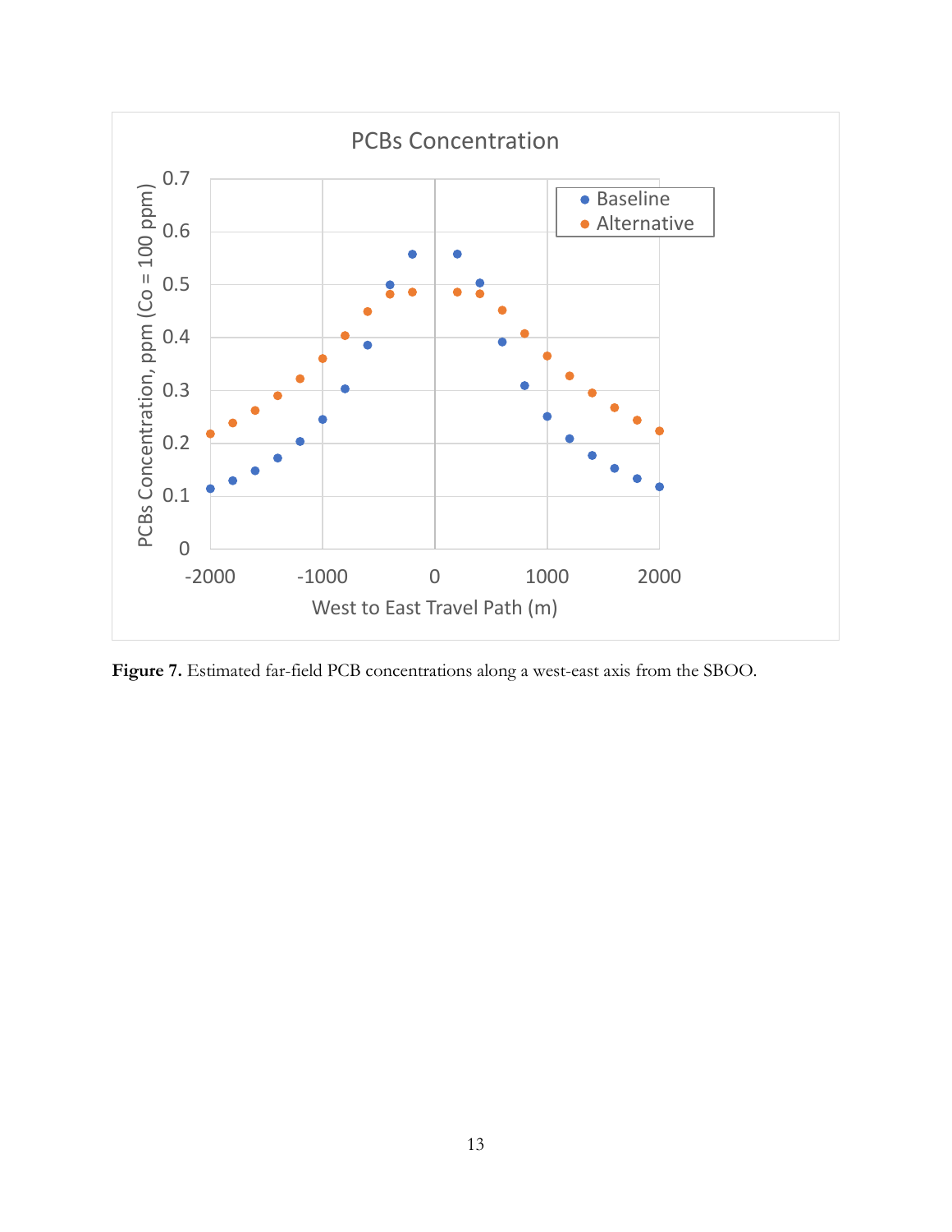**Figure 7.** Estimated far-field PCB concentrations along a west-east axis from the SBOO.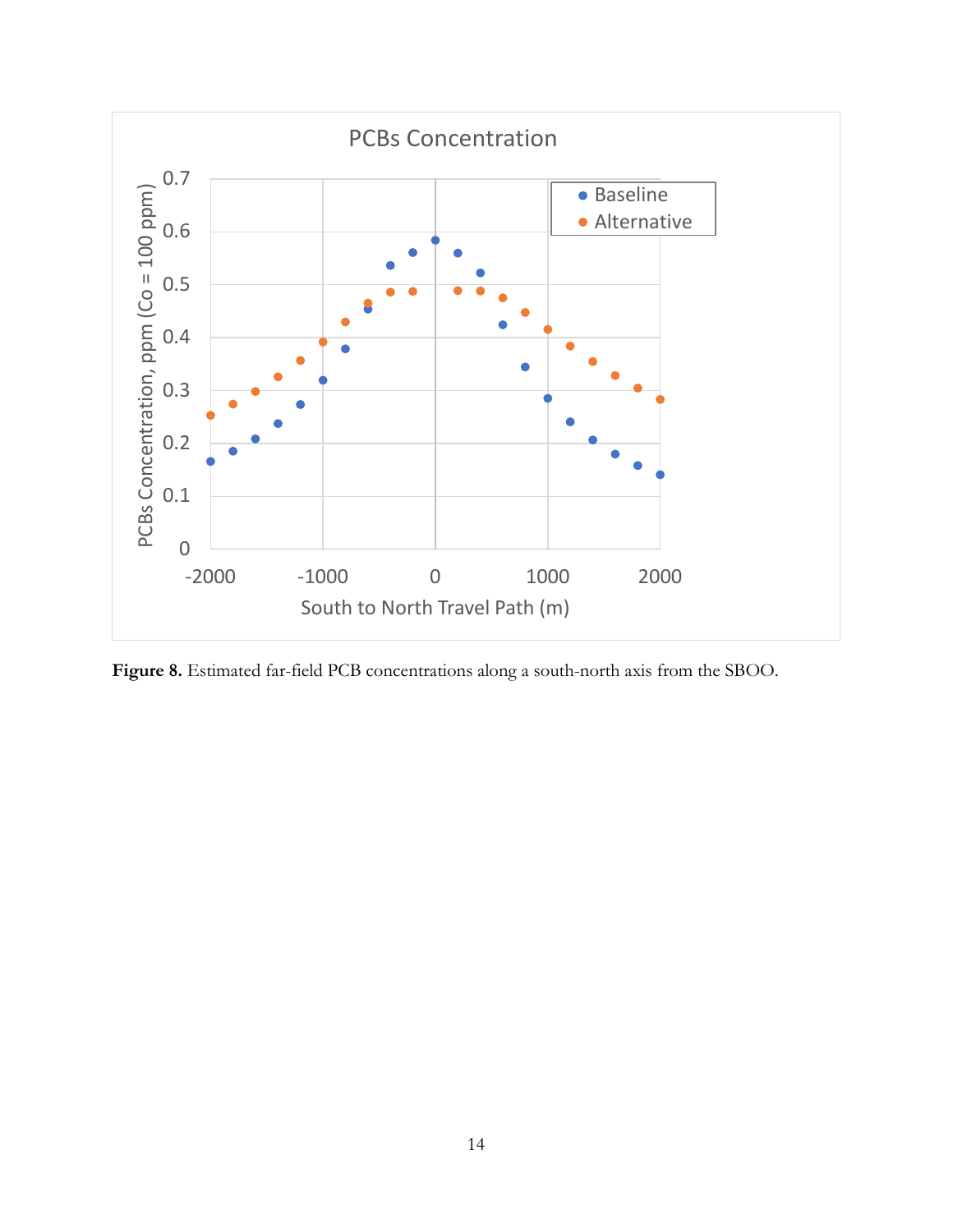**Figure 8.** Estimated far-field PCB concentrations along a south-north axis from the SBOO.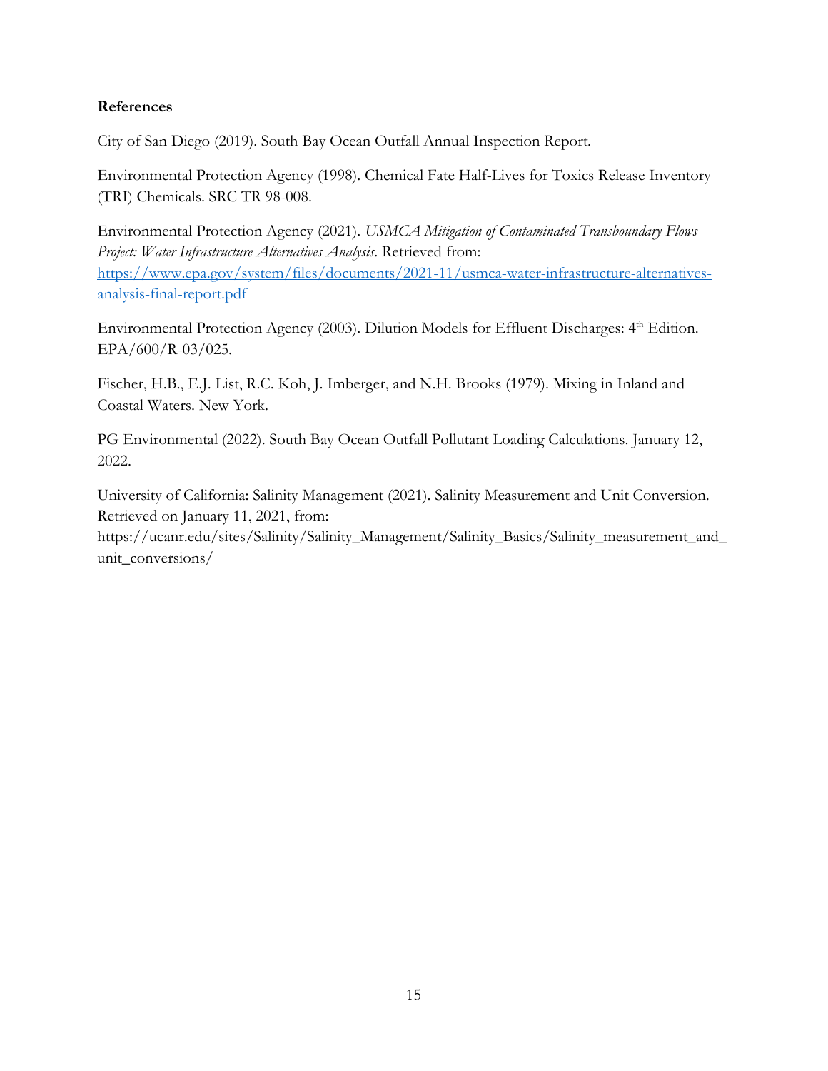**References**

City of San Diego (2019). South Bay Ocean Outfall Annual Inspection Report.

Environmental Protection Agency (1998). Chemical Fate Half-Lives for Toxics Release Inventory (TRI) Chemicals. SRC TR 98-008.

Environmental Protection Agency (2021). *USMCA Mitigation of Contaminated Transboundary Flows Project: Water Infrastructure Alternatives Analysis*. Retrieved from: [https://www.epa.gov/system/files/documents/2021-11/usmca-water-infrastructure-alternatives-analysis-final-report.pdf](https://www.epa.gov/system/files/documents/2021-11/usmca-water-infrastructure-alternatives-analysis-final-report.pdf)

Environmental Protection Agency (2003). Dilution Models for Effluent Discharges: 4th Edition. EPA/600/R-03/025.

Fischer, H.B., E.J. List, R.C. Koh, J. Imberger, and N.H. Brooks (1979). Mixing in Inland and Coastal Waters. New York.

PG Environmental (2022). South Bay Ocean Outfall Pollutant Loading Calculations. January 12, 2022.

University of California: Salinity Management (2021). Salinity Measurement and Unit Conversion. Retrieved on January 11, 2021, from: https://ucanr.edu/sites/Salinity/Salinity_Management/Salinity_Basics/Salinity_measurement_and_unit_conversions/